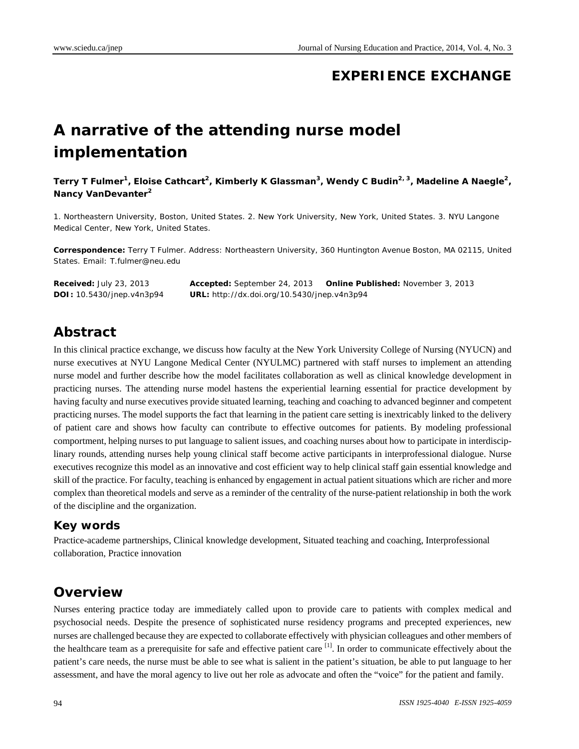## EXPERIENCE EXCHANGE

# A narrative of the attending nurse model implementation

**Terry T Fulmer[1], Eloise Cathcart[2], Kimberly K Glassman[3], Wendy C Budin[2, 3], Madeline A Naegle[2], Nancy VanDevanter[2]**

1. Northeastern University, Boston, United States. 2. New York University, New York, United States. 3. NYU Langone Medical Center, New York, United States.

**Correspondence:** Terry T Fulmer. Address: Northeastern University, 360 Huntington Avenue Boston, MA 02115, United States. Email: T.fulmer@neu.edu

**Received:** July 23, 2013 **Accepted:** September 24, 2013 **Online Published:** November 3, 2013
**DOI:** 10.5430/jnep.v4n3p94 **URL:** http://dx.doi.org/10.5430/jnep.v4n3p94

## Abstract

In this clinical practice exchange, we discuss how faculty at the New York University College of Nursing (NYUCN) and nurse executives at NYU Langone Medical Center (NYULMC) partnered with staff nurses to implement an attending nurse model and further describe how the model facilitates collaboration as well as clinical knowledge development in practicing nurses. The attending nurse model hastens the experiential learning essential for practice development by having faculty and nurse executives provide situated learning, teaching and coaching to advanced beginner and competent practicing nurses. The model supports the fact that learning in the patient care setting is inextricably linked to the delivery of patient care and shows how faculty can contribute to effective outcomes for patients. By modeling professional comportment, helping nurses to put language to salient issues, and coaching nurses about how to participate in interdisciplinary rounds, attending nurses help young clinical staff become active participants in interprofessional dialogue. Nurse executives recognize this model as an innovative and cost efficient way to help clinical staff gain essential knowledge and skill of the practice. For faculty, teaching is enhanced by engagement in actual patient situations which are richer and more complex than theoretical models and serve as a reminder of the centrality of the nurse-patient relationship in both the work of the discipline and the organization.

### Key words

Practice-academe partnerships, Clinical knowledge development, Situated teaching and coaching, Interprofessional collaboration, Practice innovation

## Overview

Nurses entering practice today are immediately called upon to provide care to patients with complex medical and psychosocial needs. Despite the presence of sophisticated nurse residency programs and precepted experiences, new nurses are challenged because they are expected to collaborate effectively with physician colleagues and other members of the healthcare team as a prerequisite for safe and effective patient care [1]. In order to communicate effectively about the patient's care needs, the nurse must be able to see what is salient in the patient's situation, be able to put language to her assessment, and have the moral agency to live out her role as advocate and often the "voice" for the patient and family.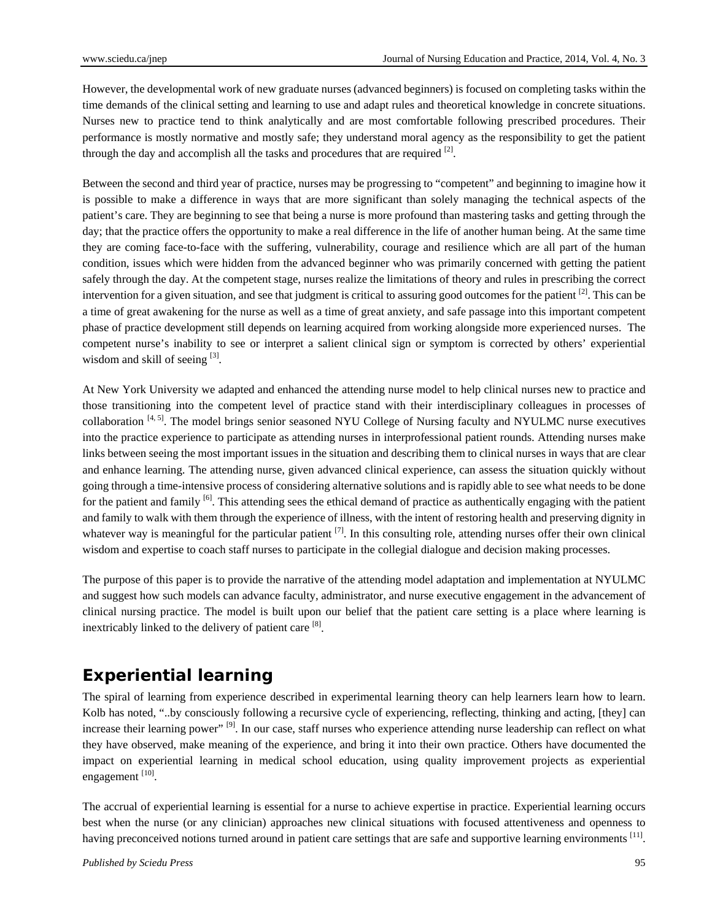However, the developmental work of new graduate nurses (advanced beginners) is focused on completing tasks within the time demands of the clinical setting and learning to use and adapt rules and theoretical knowledge in concrete situations. Nurses new to practice tend to think analytically and are most comfortable following prescribed procedures. Their performance is mostly normative and mostly safe; they understand moral agency as the responsibility to get the patient through the day and accomplish all the tasks and procedures that are required [2].

Between the second and third year of practice, nurses may be progressing to "competent" and beginning to imagine how it is possible to make a difference in ways that are more significant than solely managing the technical aspects of the patient's care. They are beginning to see that being a nurse is more profound than mastering tasks and getting through the day; that the practice offers the opportunity to make a real difference in the life of another human being. At the same time they are coming face-to-face with the suffering, vulnerability, courage and resilience which are all part of the human condition, issues which were hidden from the advanced beginner who was primarily concerned with getting the patient safely through the day. At the competent stage, nurses realize the limitations of theory and rules in prescribing the correct intervention for a given situation, and see that judgment is critical to assuring good outcomes for the patient [2]. This can be a time of great awakening for the nurse as well as a time of great anxiety, and safe passage into this important competent phase of practice development still depends on learning acquired from working alongside more experienced nurses. The competent nurse's inability to see or interpret a salient clinical sign or symptom is corrected by others' experiential wisdom and skill of seeing [3].

At New York University we adapted and enhanced the attending nurse model to help clinical nurses new to practice and those transitioning into the competent level of practice stand with their interdisciplinary colleagues in processes of collaboration [4, 5]. The model brings senior seasoned NYU College of Nursing faculty and NYULMC nurse executives into the practice experience to participate as attending nurses in interprofessional patient rounds. Attending nurses make links between seeing the most important issues in the situation and describing them to clinical nurses in ways that are clear and enhance learning. The attending nurse, given advanced clinical experience, can assess the situation quickly without going through a time-intensive process of considering alternative solutions and is rapidly able to see what needs to be done for the patient and family [6]. This attending sees the ethical demand of practice as authentically engaging with the patient and family to walk with them through the experience of illness, with the intent of restoring health and preserving dignity in whatever way is meaningful for the particular patient [7]. In this consulting role, attending nurses offer their own clinical wisdom and expertise to coach staff nurses to participate in the collegial dialogue and decision making processes.

The purpose of this paper is to provide the narrative of the attending model adaptation and implementation at NYULMC and suggest how such models can advance faculty, administrator, and nurse executive engagement in the advancement of clinical nursing practice. The model is built upon our belief that the patient care setting is a place where learning is inextricably linked to the delivery of patient care [8].

## Experiential learning

The spiral of learning from experience described in experimental learning theory can help learners learn how to learn. Kolb has noted, "..by consciously following a recursive cycle of experiencing, reflecting, thinking and acting, [they] can increase their learning power" [9]. In our case, staff nurses who experience attending nurse leadership can reflect on what they have observed, make meaning of the experience, and bring it into their own practice. Others have documented the impact on experiential learning in medical school education, using quality improvement projects as experiential engagement [10].

The accrual of experiential learning is essential for a nurse to achieve expertise in practice. Experiential learning occurs best when the nurse (or any clinician) approaches new clinical situations with focused attentiveness and openness to having preconceived notions turned around in patient care settings that are safe and supportive learning environments [11].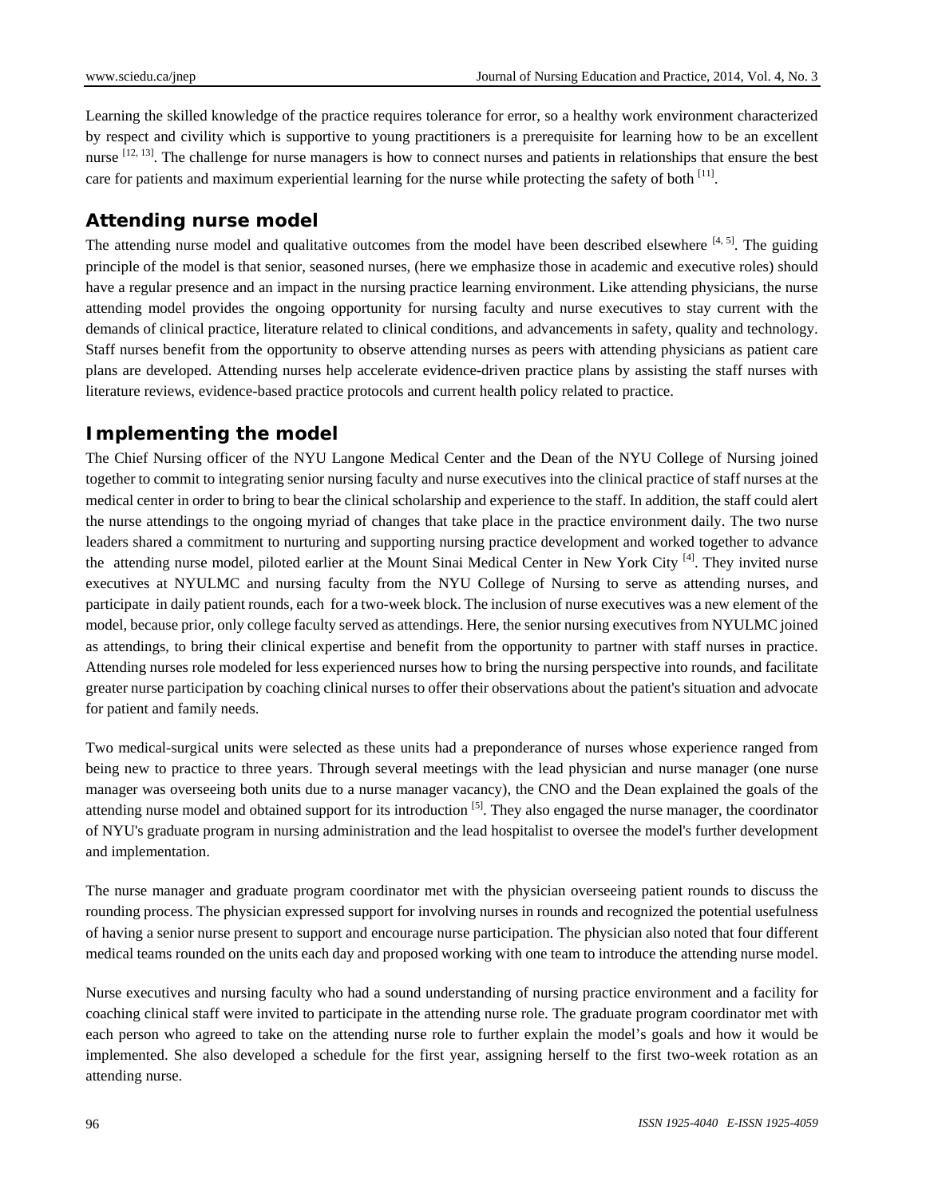Learning the skilled knowledge of the practice requires tolerance for error, so a healthy work environment characterized by respect and civility which is supportive to young practitioners is a prerequisite for learning how to be an excellent nurse [12, 13]. The challenge for nurse managers is how to connect nurses and patients in relationships that ensure the best care for patients and maximum experiential learning for the nurse while protecting the safety of both [11].

## Attending nurse model

The attending nurse model and qualitative outcomes from the model have been described elsewhere [4, 5]. The guiding principle of the model is that senior, seasoned nurses, (here we emphasize those in academic and executive roles) should have a regular presence and an impact in the nursing practice learning environment. Like attending physicians, the nurse attending model provides the ongoing opportunity for nursing faculty and nurse executives to stay current with the demands of clinical practice, literature related to clinical conditions, and advancements in safety, quality and technology. Staff nurses benefit from the opportunity to observe attending nurses as peers with attending physicians as patient care plans are developed. Attending nurses help accelerate evidence-driven practice plans by assisting the staff nurses with literature reviews, evidence-based practice protocols and current health policy related to practice.

## Implementing the model

The Chief Nursing officer of the NYU Langone Medical Center and the Dean of the NYU College of Nursing joined together to commit to integrating senior nursing faculty and nurse executives into the clinical practice of staff nurses at the medical center in order to bring to bear the clinical scholarship and experience to the staff. In addition, the staff could alert the nurse attendings to the ongoing myriad of changes that take place in the practice environment daily. The two nurse leaders shared a commitment to nurturing and supporting nursing practice development and worked together to advance the attending nurse model, piloted earlier at the Mount Sinai Medical Center in New York City [4]. They invited nurse executives at NYULMC and nursing faculty from the NYU College of Nursing to serve as attending nurses, and participate in daily patient rounds, each for a two-week block. The inclusion of nurse executives was a new element of the model, because prior, only college faculty served as attendings. Here, the senior nursing executives from NYULMC joined as attendings, to bring their clinical expertise and benefit from the opportunity to partner with staff nurses in practice. Attending nurses role modeled for less experienced nurses how to bring the nursing perspective into rounds, and facilitate greater nurse participation by coaching clinical nurses to offer their observations about the patient's situation and advocate for patient and family needs.

Two medical-surgical units were selected as these units had a preponderance of nurses whose experience ranged from being new to practice to three years. Through several meetings with the lead physician and nurse manager (one nurse manager was overseeing both units due to a nurse manager vacancy), the CNO and the Dean explained the goals of the attending nurse model and obtained support for its introduction [5]. They also engaged the nurse manager, the coordinator of NYU's graduate program in nursing administration and the lead hospitalist to oversee the model's further development and implementation.

The nurse manager and graduate program coordinator met with the physician overseeing patient rounds to discuss the rounding process. The physician expressed support for involving nurses in rounds and recognized the potential usefulness of having a senior nurse present to support and encourage nurse participation. The physician also noted that four different medical teams rounded on the units each day and proposed working with one team to introduce the attending nurse model.

Nurse executives and nursing faculty who had a sound understanding of nursing practice environment and a facility for coaching clinical staff were invited to participate in the attending nurse role. The graduate program coordinator met with each person who agreed to take on the attending nurse role to further explain the model's goals and how it would be implemented. She also developed a schedule for the first year, assigning herself to the first two-week rotation as an attending nurse.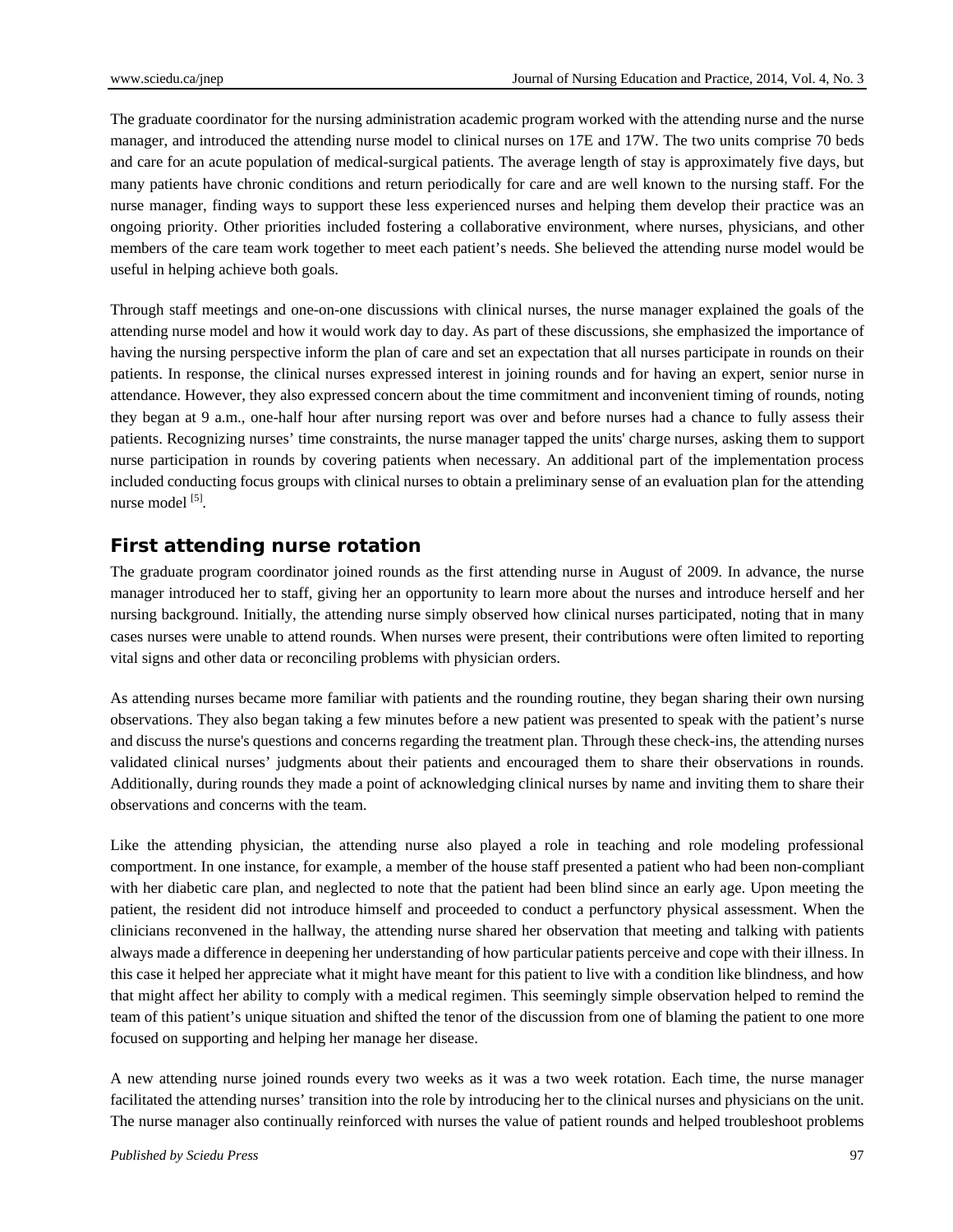The graduate coordinator for the nursing administration academic program worked with the attending nurse and the nurse manager, and introduced the attending nurse model to clinical nurses on 17E and 17W. The two units comprise 70 beds and care for an acute population of medical-surgical patients. The average length of stay is approximately five days, but many patients have chronic conditions and return periodically for care and are well known to the nursing staff. For the nurse manager, finding ways to support these less experienced nurses and helping them develop their practice was an ongoing priority. Other priorities included fostering a collaborative environment, where nurses, physicians, and other members of the care team work together to meet each patient's needs. She believed the attending nurse model would be useful in helping achieve both goals.

Through staff meetings and one-on-one discussions with clinical nurses, the nurse manager explained the goals of the attending nurse model and how it would work day to day. As part of these discussions, she emphasized the importance of having the nursing perspective inform the plan of care and set an expectation that all nurses participate in rounds on their patients. In response, the clinical nurses expressed interest in joining rounds and for having an expert, senior nurse in attendance. However, they also expressed concern about the time commitment and inconvenient timing of rounds, noting they began at 9 a.m., one-half hour after nursing report was over and before nurses had a chance to fully assess their patients. Recognizing nurses' time constraints, the nurse manager tapped the units' charge nurses, asking them to support nurse participation in rounds by covering patients when necessary. An additional part of the implementation process included conducting focus groups with clinical nurses to obtain a preliminary sense of an evaluation plan for the attending nurse model [5].

## First attending nurse rotation

The graduate program coordinator joined rounds as the first attending nurse in August of 2009. In advance, the nurse manager introduced her to staff, giving her an opportunity to learn more about the nurses and introduce herself and her nursing background. Initially, the attending nurse simply observed how clinical nurses participated, noting that in many cases nurses were unable to attend rounds. When nurses were present, their contributions were often limited to reporting vital signs and other data or reconciling problems with physician orders.

As attending nurses became more familiar with patients and the rounding routine, they began sharing their own nursing observations. They also began taking a few minutes before a new patient was presented to speak with the patient's nurse and discuss the nurse's questions and concerns regarding the treatment plan. Through these check-ins, the attending nurses validated clinical nurses' judgments about their patients and encouraged them to share their observations in rounds. Additionally, during rounds they made a point of acknowledging clinical nurses by name and inviting them to share their observations and concerns with the team.

Like the attending physician, the attending nurse also played a role in teaching and role modeling professional comportment. In one instance, for example, a member of the house staff presented a patient who had been non-compliant with her diabetic care plan, and neglected to note that the patient had been blind since an early age. Upon meeting the patient, the resident did not introduce himself and proceeded to conduct a perfunctory physical assessment. When the clinicians reconvened in the hallway, the attending nurse shared her observation that meeting and talking with patients always made a difference in deepening her understanding of how particular patients perceive and cope with their illness. In this case it helped her appreciate what it might have meant for this patient to live with a condition like blindness, and how that might affect her ability to comply with a medical regimen. This seemingly simple observation helped to remind the team of this patient's unique situation and shifted the tenor of the discussion from one of blaming the patient to one more focused on supporting and helping her manage her disease.

A new attending nurse joined rounds every two weeks as it was a two week rotation. Each time, the nurse manager facilitated the attending nurses' transition into the role by introducing her to the clinical nurses and physicians on the unit. The nurse manager also continually reinforced with nurses the value of patient rounds and helped troubleshoot problems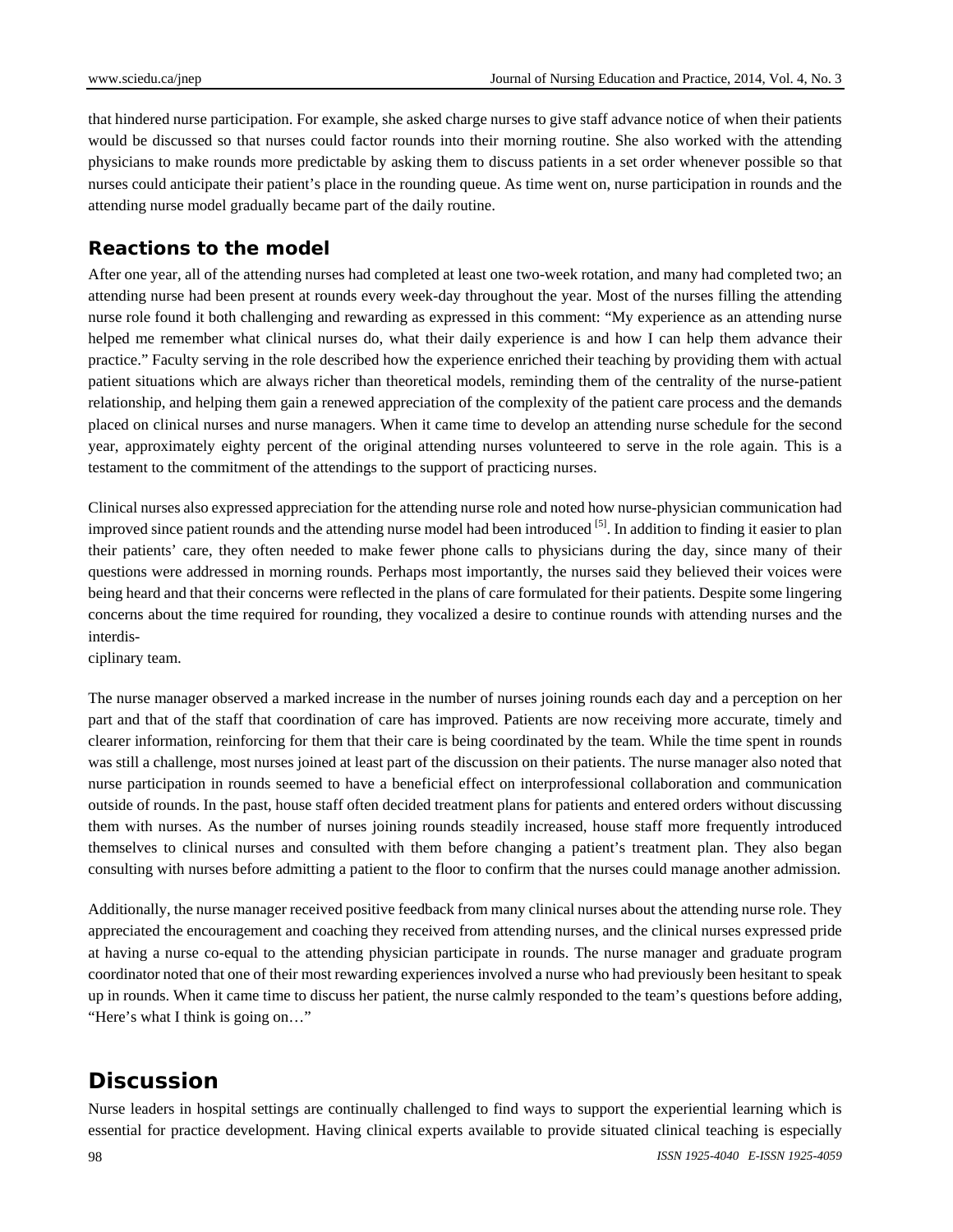that hindered nurse participation. For example, she asked charge nurses to give staff advance notice of when their patients would be discussed so that nurses could factor rounds into their morning routine. She also worked with the attending physicians to make rounds more predictable by asking them to discuss patients in a set order whenever possible so that nurses could anticipate their patient's place in the rounding queue. As time went on, nurse participation in rounds and the attending nurse model gradually became part of the daily routine.

## Reactions to the model

After one year, all of the attending nurses had completed at least one two-week rotation, and many had completed two; an attending nurse had been present at rounds every week-day throughout the year. Most of the nurses filling the attending nurse role found it both challenging and rewarding as expressed in this comment: "My experience as an attending nurse helped me remember what clinical nurses do, what their daily experience is and how I can help them advance their practice." Faculty serving in the role described how the experience enriched their teaching by providing them with actual patient situations which are always richer than theoretical models, reminding them of the centrality of the nurse-patient relationship, and helping them gain a renewed appreciation of the complexity of the patient care process and the demands placed on clinical nurses and nurse managers. When it came time to develop an attending nurse schedule for the second year, approximately eighty percent of the original attending nurses volunteered to serve in the role again. This is a testament to the commitment of the attendings to the support of practicing nurses.

Clinical nurses also expressed appreciation for the attending nurse role and noted how nurse-physician communication had improved since patient rounds and the attending nurse model had been introduced [5]. In addition to finding it easier to plan their patients' care, they often needed to make fewer phone calls to physicians during the day, since many of their questions were addressed in morning rounds. Perhaps most importantly, the nurses said they believed their voices were being heard and that their concerns were reflected in the plans of care formulated for their patients. Despite some lingering concerns about the time required for rounding, they vocalized a desire to continue rounds with attending nurses and the interdisciplinary team.

The nurse manager observed a marked increase in the number of nurses joining rounds each day and a perception on her part and that of the staff that coordination of care has improved. Patients are now receiving more accurate, timely and clearer information, reinforcing for them that their care is being coordinated by the team. While the time spent in rounds was still a challenge, most nurses joined at least part of the discussion on their patients. The nurse manager also noted that nurse participation in rounds seemed to have a beneficial effect on interprofessional collaboration and communication outside of rounds. In the past, house staff often decided treatment plans for patients and entered orders without discussing them with nurses. As the number of nurses joining rounds steadily increased, house staff more frequently introduced themselves to clinical nurses and consulted with them before changing a patient's treatment plan. They also began consulting with nurses before admitting a patient to the floor to confirm that the nurses could manage another admission.

Additionally, the nurse manager received positive feedback from many clinical nurses about the attending nurse role. They appreciated the encouragement and coaching they received from attending nurses, and the clinical nurses expressed pride at having a nurse co-equal to the attending physician participate in rounds. The nurse manager and graduate program coordinator noted that one of their most rewarding experiences involved a nurse who had previously been hesitant to speak up in rounds. When it came time to discuss her patient, the nurse calmly responded to the team's questions before adding, "Here's what I think is going on…"

# Discussion

Nurse leaders in hospital settings are continually challenged to find ways to support the experiential learning which is essential for practice development. Having clinical experts available to provide situated clinical teaching is especially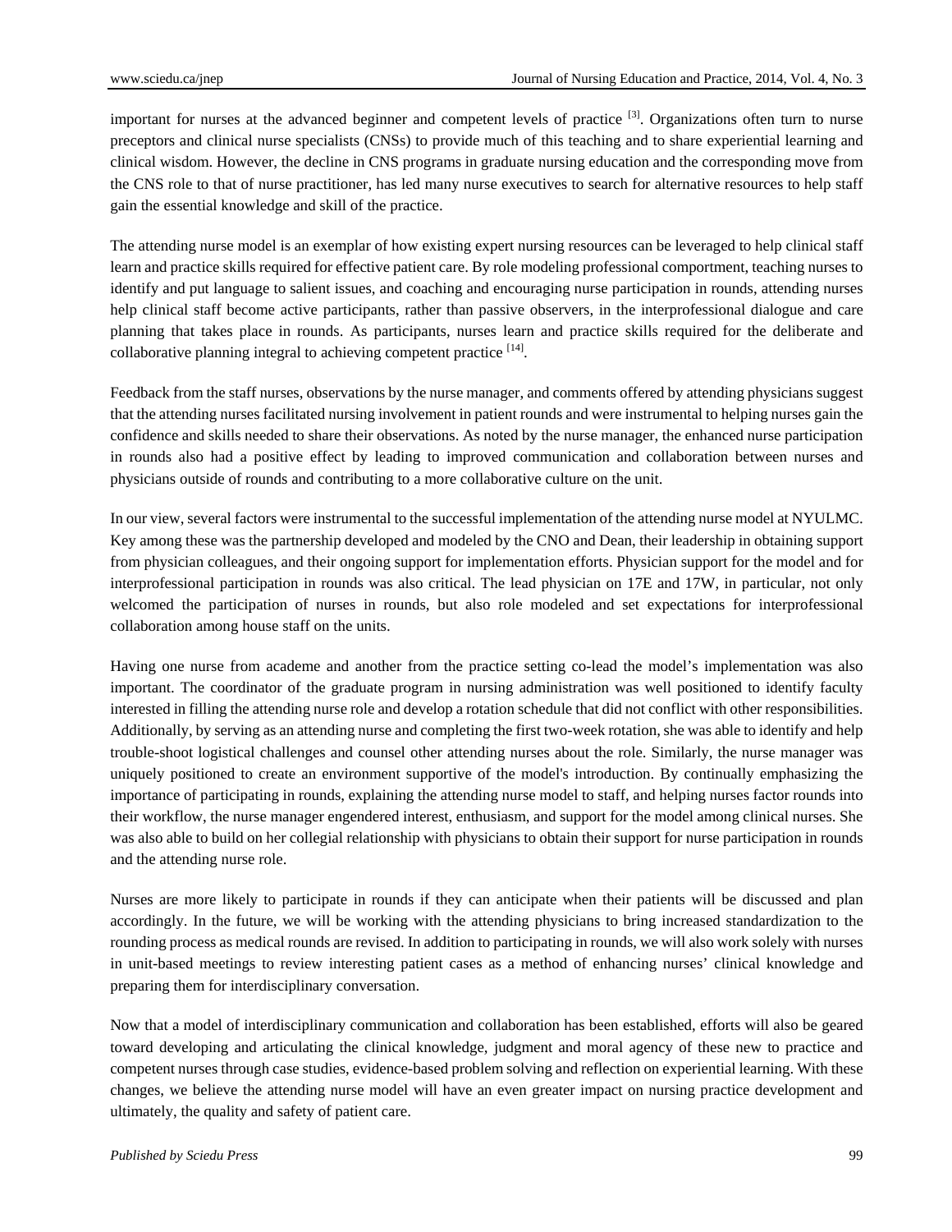important for nurses at the advanced beginner and competent levels of practice [3]. Organizations often turn to nurse preceptors and clinical nurse specialists (CNSs) to provide much of this teaching and to share experiential learning and clinical wisdom. However, the decline in CNS programs in graduate nursing education and the corresponding move from the CNS role to that of nurse practitioner, has led many nurse executives to search for alternative resources to help staff gain the essential knowledge and skill of the practice.

The attending nurse model is an exemplar of how existing expert nursing resources can be leveraged to help clinical staff learn and practice skills required for effective patient care. By role modeling professional comportment, teaching nurses to identify and put language to salient issues, and coaching and encouraging nurse participation in rounds, attending nurses help clinical staff become active participants, rather than passive observers, in the interprofessional dialogue and care planning that takes place in rounds. As participants, nurses learn and practice skills required for the deliberate and collaborative planning integral to achieving competent practice [14].

Feedback from the staff nurses, observations by the nurse manager, and comments offered by attending physicians suggest that the attending nurses facilitated nursing involvement in patient rounds and were instrumental to helping nurses gain the confidence and skills needed to share their observations. As noted by the nurse manager, the enhanced nurse participation in rounds also had a positive effect by leading to improved communication and collaboration between nurses and physicians outside of rounds and contributing to a more collaborative culture on the unit.

In our view, several factors were instrumental to the successful implementation of the attending nurse model at NYULMC. Key among these was the partnership developed and modeled by the CNO and Dean, their leadership in obtaining support from physician colleagues, and their ongoing support for implementation efforts. Physician support for the model and for interprofessional participation in rounds was also critical. The lead physician on 17E and 17W, in particular, not only welcomed the participation of nurses in rounds, but also role modeled and set expectations for interprofessional collaboration among house staff on the units.

Having one nurse from academe and another from the practice setting co-lead the model's implementation was also important. The coordinator of the graduate program in nursing administration was well positioned to identify faculty interested in filling the attending nurse role and develop a rotation schedule that did not conflict with other responsibilities. Additionally, by serving as an attending nurse and completing the first two-week rotation, she was able to identify and help trouble-shoot logistical challenges and counsel other attending nurses about the role. Similarly, the nurse manager was uniquely positioned to create an environment supportive of the model's introduction. By continually emphasizing the importance of participating in rounds, explaining the attending nurse model to staff, and helping nurses factor rounds into their workflow, the nurse manager engendered interest, enthusiasm, and support for the model among clinical nurses. She was also able to build on her collegial relationship with physicians to obtain their support for nurse participation in rounds and the attending nurse role.

Nurses are more likely to participate in rounds if they can anticipate when their patients will be discussed and plan accordingly. In the future, we will be working with the attending physicians to bring increased standardization to the rounding process as medical rounds are revised. In addition to participating in rounds, we will also work solely with nurses in unit-based meetings to review interesting patient cases as a method of enhancing nurses' clinical knowledge and preparing them for interdisciplinary conversation.

Now that a model of interdisciplinary communication and collaboration has been established, efforts will also be geared toward developing and articulating the clinical knowledge, judgment and moral agency of these new to practice and competent nurses through case studies, evidence-based problem solving and reflection on experiential learning. With these changes, we believe the attending nurse model will have an even greater impact on nursing practice development and ultimately, the quality and safety of patient care.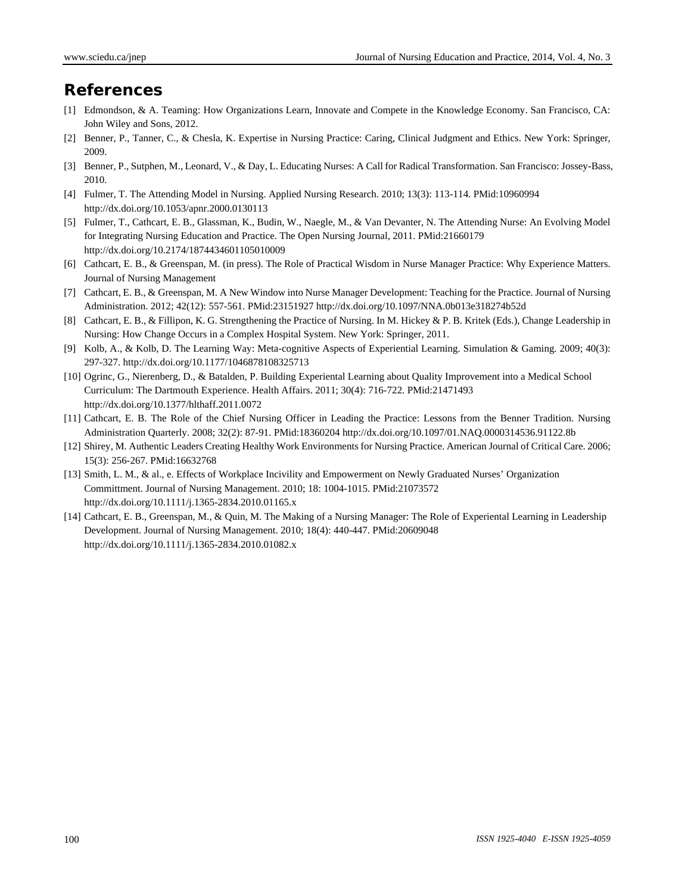## References

[1] Edmondson, & A. Teaming: How Organizations Learn, Innovate and Compete in the Knowledge Economy. San Francisco, CA: John Wiley and Sons, 2012.

[2] Benner, P., Tanner, C., & Chesla, K. Expertise in Nursing Practice: Caring, Clinical Judgment and Ethics. New York: Springer, 2009.

[3] Benner, P., Sutphen, M., Leonard, V., & Day, L. Educating Nurses: A Call for Radical Transformation. San Francisco: Jossey-Bass, 2010.

[4] Fulmer, T. The Attending Model in Nursing. Applied Nursing Research. 2010; 13(3): 113-114. PMid:10960994 http://dx.doi.org/10.1053/apnr.2000.0130113

[5] Fulmer, T., Cathcart, E. B., Glassman, K., Budin, W., Naegle, M., & Van Devanter, N. The Attending Nurse: An Evolving Model for Integrating Nursing Education and Practice. The Open Nursing Journal, 2011. PMid:21660179 http://dx.doi.org/10.2174/1874434601105010009

[6] Cathcart, E. B., & Greenspan, M. (in press). The Role of Practical Wisdom in Nurse Manager Practice: Why Experience Matters. Journal of Nursing Management

[7] Cathcart, E. B., & Greenspan, M. A New Window into Nurse Manager Development: Teaching for the Practice. Journal of Nursing Administration. 2012; 42(12): 557-561. PMid:23151927 http://dx.doi.org/10.1097/NNA.0b013e318274b52d

[8] Cathcart, E. B., & Fillipon, K. G. Strengthening the Practice of Nursing. In M. Hickey & P. B. Kritek (Eds.), Change Leadership in Nursing: How Change Occurs in a Complex Hospital System. New York: Springer, 2011.

[9] Kolb, A., & Kolb, D. The Learning Way: Meta-cognitive Aspects of Experiential Learning. Simulation & Gaming. 2009; 40(3): 297-327. http://dx.doi.org/10.1177/1046878108325713

[10] Ogrinc, G., Nierenberg, D., & Batalden, P. Building Experiental Learning about Quality Improvement into a Medical School Curriculum: The Dartmouth Experience. Health Affairs. 2011; 30(4): 716-722. PMid:21471493 http://dx.doi.org/10.1377/hlthaff.2011.0072

[11] Cathcart, E. B. The Role of the Chief Nursing Officer in Leading the Practice: Lessons from the Benner Tradition. Nursing Administration Quarterly. 2008; 32(2): 87-91. PMid:18360204 http://dx.doi.org/10.1097/01.NAQ.0000314536.91122.8b

[12] Shirey, M. Authentic Leaders Creating Healthy Work Environments for Nursing Practice. American Journal of Critical Care. 2006; 15(3): 256-267. PMid:16632768

[13] Smith, L. M., & al., e. Effects of Workplace Incivility and Empowerment on Newly Graduated Nurses' Organization Committment. Journal of Nursing Management. 2010; 18: 1004-1015. PMid:21073572 http://dx.doi.org/10.1111/j.1365-2834.2010.01165.x

[14] Cathcart, E. B., Greenspan, M., & Quin, M. The Making of a Nursing Manager: The Role of Experiental Learning in Leadership Development. Journal of Nursing Management. 2010; 18(4): 440-447. PMid:20609048 http://dx.doi.org/10.1111/j.1365-2834.2010.01082.x